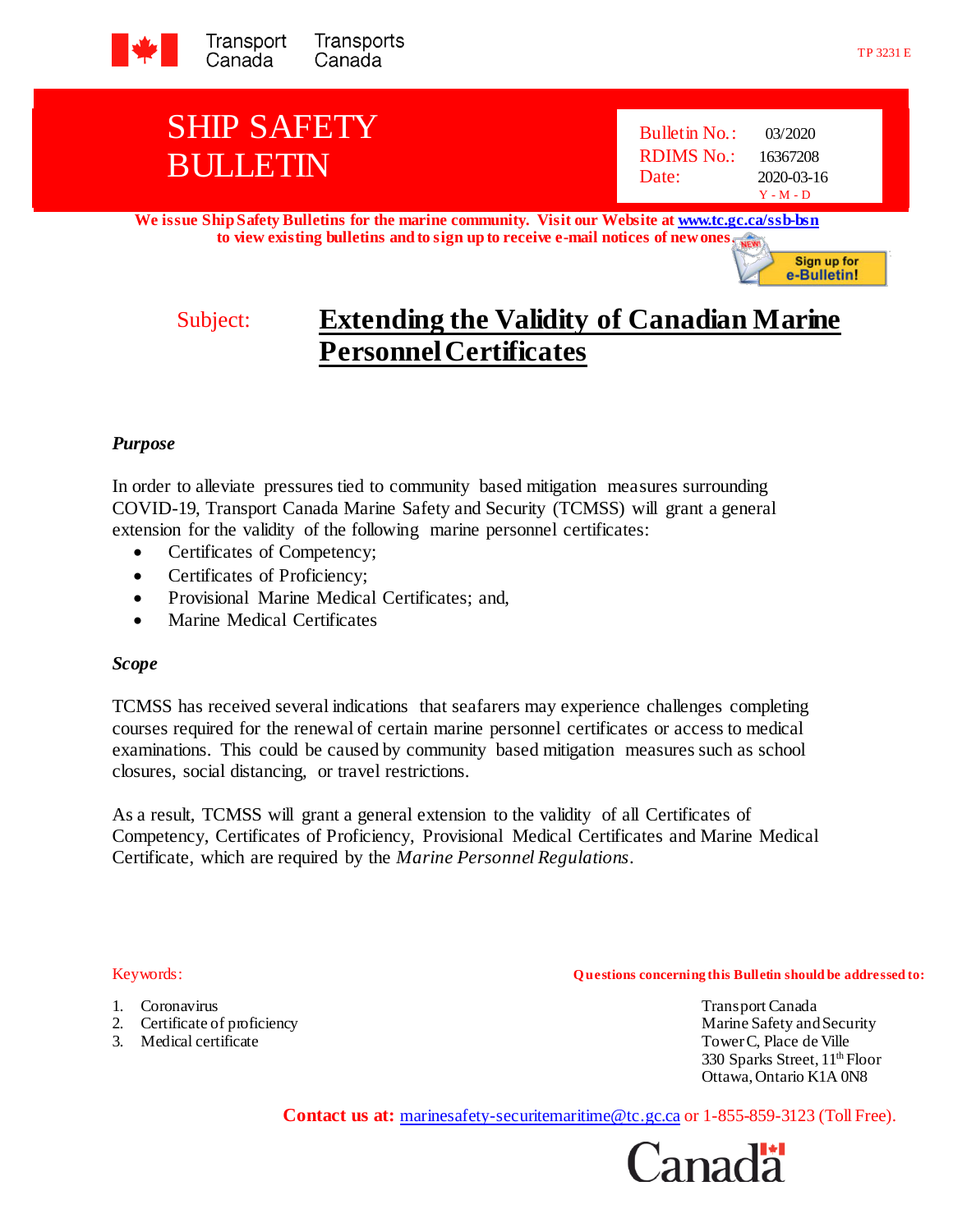Transport Canada | Transports Canada

TP 3231 E

# SHIP SAFETY BULLETIN

| | |
|---|---|
| Bulletin No.: | 03/2020 |
| RDIMS No.: | 16367208 |
| Date: | 2020-03-16 (Y - M - D) |

**We issue Ship Safety Bulletins for the marine community. Visit our Website at www.tc.gc.ca/ssb-bsn to view existing bulletins and to sign up to receive e-mail notices of new ones.**

Sign up for e-Bulletin!

Subject: **Extending the Validity of Canadian Marine Personnel Certificates**

### *Purpose*

In order to alleviate pressures tied to community based mitigation measures surrounding COVID-19, Transport Canada Marine Safety and Security (TCMSS) will grant a general extension for the validity of the following marine personnel certificates:

- Certificates of Competency;
- Certificates of Proficiency;
- Provisional Marine Medical Certificates; and,
- Marine Medical Certificates

### *Scope*

TCMSS has received several indications that seafarers may experience challenges completing courses required for the renewal of certain marine personnel certificates or access to medical examinations. This could be caused by community based mitigation measures such as school closures, social distancing, or travel restrictions.

As a result, TCMSS will grant a general extension to the validity of all Certificates of Competency, Certificates of Proficiency, Provisional Medical Certificates and Marine Medical Certificate, which are required by the *Marine Personnel Regulations*.

Keywords:

1. Coronavirus
2. Certificate of proficiency
3. Medical certificate

**Questions concerning this Bulletin should be addressed to:**

Transport Canada
Marine Safety and Security
Tower C, Place de Ville
330 Sparks Street, 11th Floor
Ottawa, Ontario K1A 0N8

**Contact us at:** marinesafety-securitemaritime@tc.gc.ca or 1-855-859-3123 (Toll Free).

Canada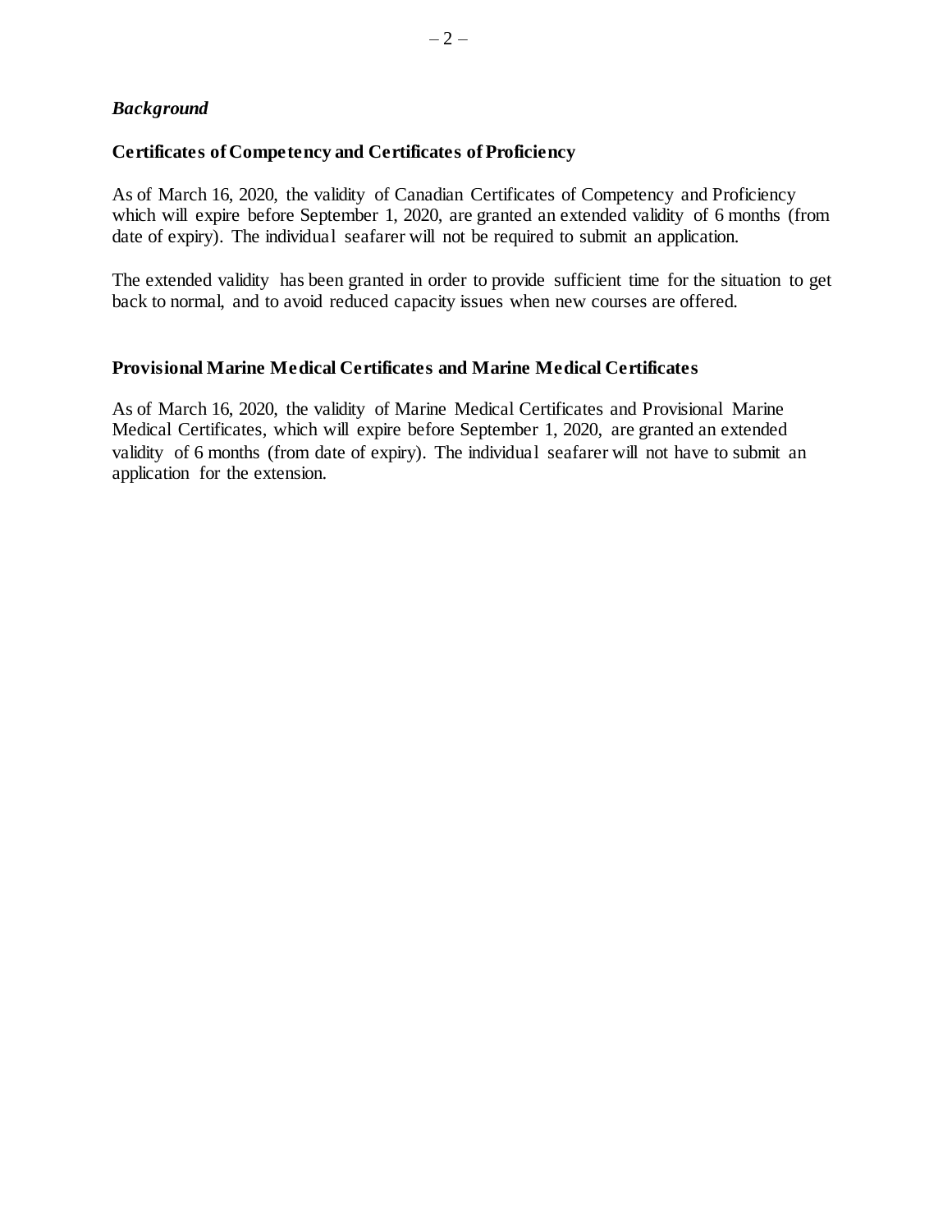*Background*

**Certificates of Competency and Certificates of Proficiency**

As of March 16, 2020, the validity of Canadian Certificates of Competency and Proficiency which will expire before September 1, 2020, are granted an extended validity of 6 months (from date of expiry). The individual seafarer will not be required to submit an application.

The extended validity has been granted in order to provide sufficient time for the situation to get back to normal, and to avoid reduced capacity issues when new courses are offered.

**Provisional Marine Medical Certificates and Marine Medical Certificates**

As of March 16, 2020, the validity of Marine Medical Certificates and Provisional Marine Medical Certificates, which will expire before September 1, 2020, are granted an extended validity of 6 months (from date of expiry). The individual seafarer will not have to submit an application for the extension.